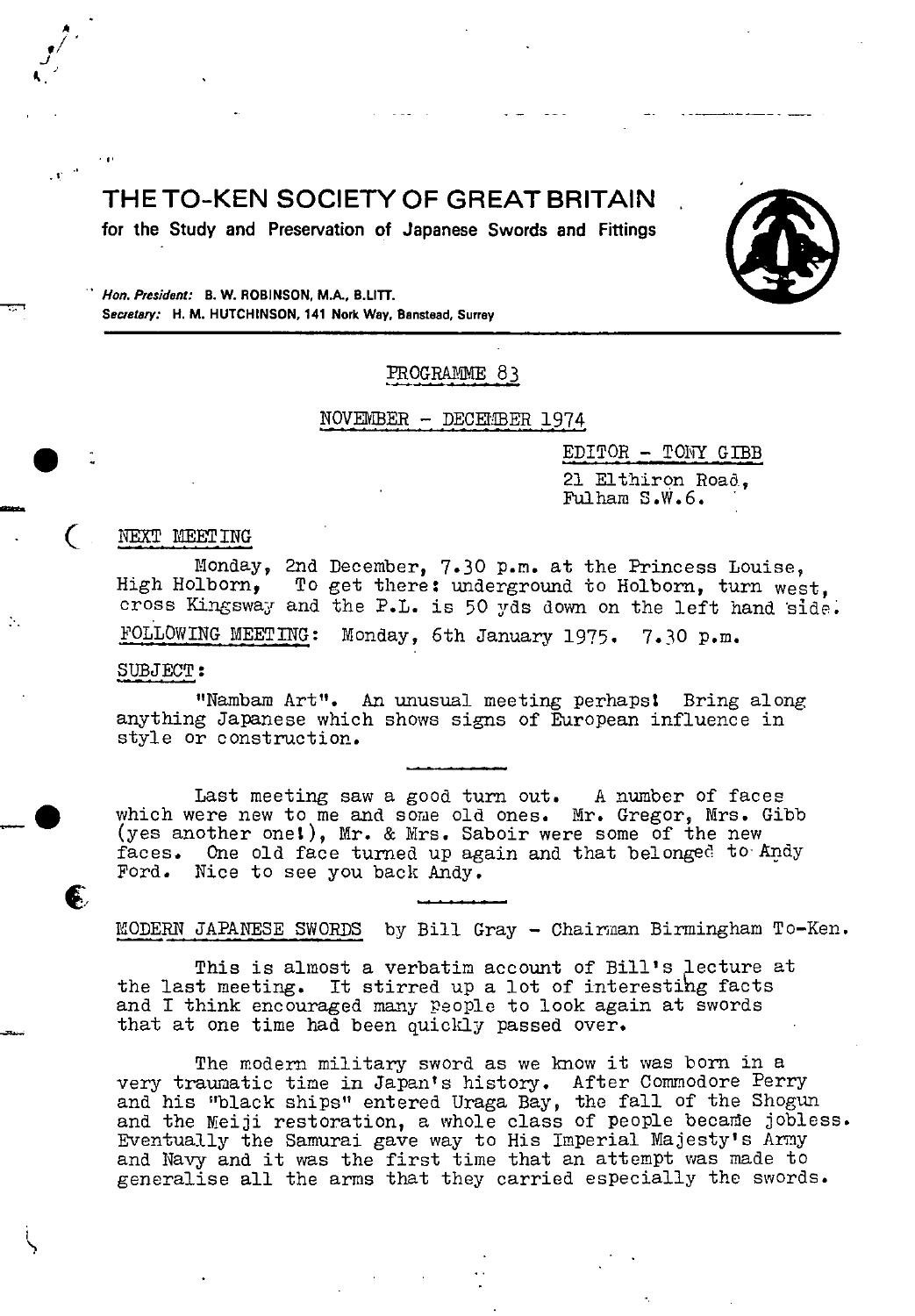# THE TO-KEN SOCIETY OF GREAT BRITAIN

**for the Study and Preservation of Japanese Swords and Fittings**

*Hon. President:* **B. W. ROBINSON, M.A., B.LITT.**
*Secretary:* **H. M. HUTCHINSON, 141 Nork Way, Banstead, Surrey**

PROGRAMME 83

NOVEMBER - DECEMBER 1974

EDITOR - TONY GIBB
21 Elthiron Road,
Fulham S.W.6.

NEXT MEETING

Monday, 2nd December, 7.30 p.m. at the Princess Louise, High Holborn, To get there: underground to Holborn, turn west, cross Kingsway and the P.L. is 50 yds down on the left hand side.

FOLLOWING MEETING: Monday, 6th January 1975. 7.30 p.m.

SUBJECT:

"Nambam Art". An unusual meeting perhaps! Bring along anything Japanese which shows signs of European influence in style or construction.

---

Last meeting saw a good turn out. A number of faces which were new to me and some old ones. Mr. Gregor, Mrs. Gibb (yes another one!), Mr. & Mrs. Saboir were some of the new faces. One old face turned up again and that belonged to Andy Ford. Nice to see you back Andy.

---

MODERN JAPANESE SWORDS by Bill Gray - Chairman Birmingham To-Ken.

This is almost a verbatim account of Bill's lecture at the last meeting. It stirred up a lot of interesting facts and I think encouraged many people to look again at swords that at one time had been quickly passed over.

The modern military sword as we know it was born in a very traumatic time in Japan's history. After Commodore Perry and his "black ships" entered Uraga Bay, the fall of the Shogun and the Meiji restoration, a whole class of people became jobless. Eventually the Samurai gave way to His Imperial Majesty's Army and Navy and it was the first time that an attempt was made to generalise all the arms that they carried especially the swords.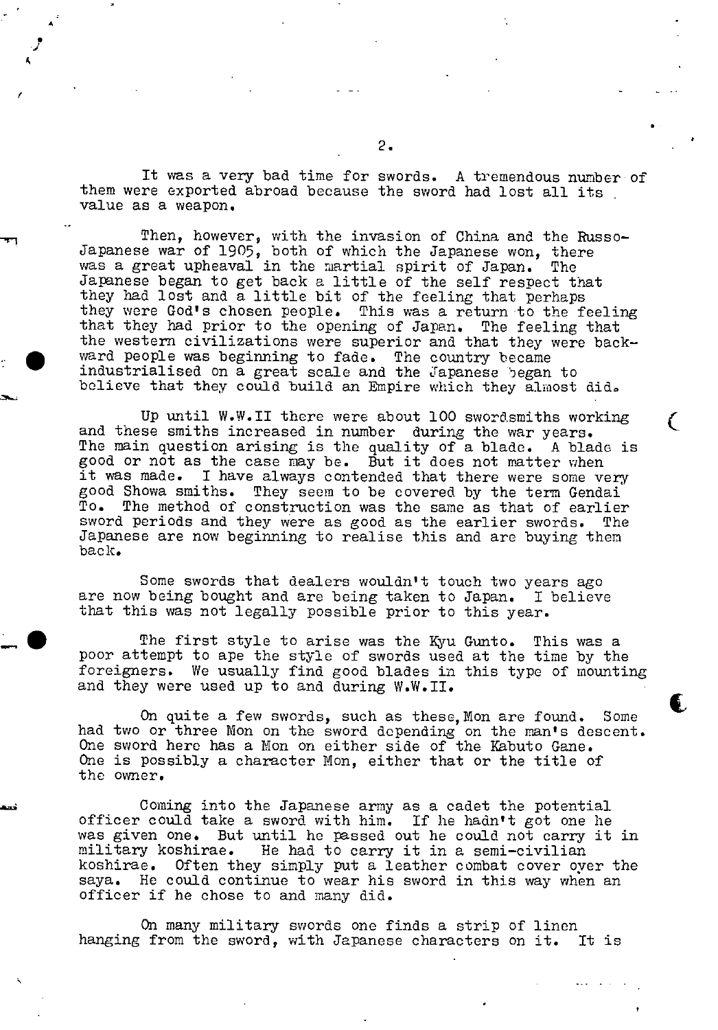It was a very bad time for swords. A tremendous number of them were exported abroad because the sword had lost all its value as a weapon.

Then, however, with the invasion of China and the Russo-Japanese war of 1905, both of which the Japanese won, there was a great upheaval in the martial spirit of Japan. The Japanese began to get back a little of the self respect that they had lost and a little bit of the feeling that perhaps they were God's chosen people. This was a return to the feeling that they had prior to the opening of Japan. The feeling that the western civilizations were superior and that they were backward people was beginning to fade. The country became industrialised on a great scale and the Japanese began to believe that they could build an Empire which they almost did.

Up until W.W.II there were about 100 swordsmiths working and these smiths increased in number during the war years. The main question arising is the quality of a blade. A blade is good or not as the case may be. But it does not matter when it was made. I have always contended that there were some very good Showa smiths. They seem to be covered by the term Gendai To. The method of construction was the same as that of earlier sword periods and they were as good as the earlier swords. The Japanese are now beginning to realise this and are buying them back.

Some swords that dealers wouldn't touch two years ago are now being bought and are being taken to Japan. I believe that this was not legally possible prior to this year.

The first style to arise was the Kyu Gunto. This was a poor attempt to ape the style of swords used at the time by the foreigners. We usually find good blades in this type of mounting and they were used up to and during W.W.II.

On quite a few swords, such as these, Mon are found. Some had two or three Mon on the sword depending on the man's descent. One sword here has a Mon on either side of the Kabuto Gane. One is possibly a character Mon, either that or the title of the owner.

Coming into the Japanese army as a cadet the potential officer could take a sword with him. If he hadn't got one he was given one. But until he passed out he could not carry it in military koshirae. He had to carry it in a semi-civilian koshirae. Often they simply put a leather combat cover over the saya. He could continue to wear his sword in this way when an officer if he chose to and many did.

On many military swords one finds a strip of linen hanging from the sword, with Japanese characters on it. It is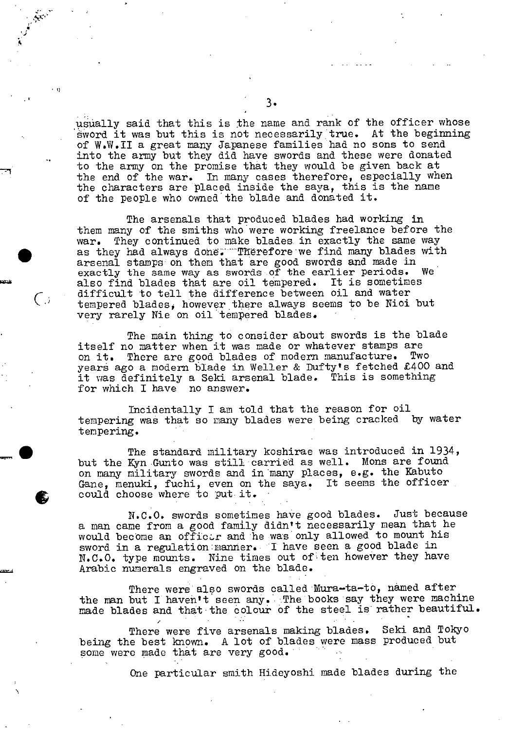usually said that this is the name and rank of the officer whose sword it was but this is not necessarily true. At the beginning of W.W.II a great many Japanese families had no sons to send into the army but they did have swords and these were donated to the army on the promise that they would be given back at the end of the war. In many cases therefore, especially when the characters are placed inside the saya, this is the name of the people who owned the blade and donated it.

The arsenals that produced blades had working in them many of the smiths who were working freelance before the war. They continued to make blades in exactly the same way as they had always done. Therefore we find many blades with arsenal stamps on them that are good swords and made in exactly the same way as swords of the earlier periods. We also find blades that are oil tempered. It is sometimes difficult to tell the difference between oil and water tempered blades, however there always seems to be Nioi but very rarely Nie on oil tempered blades.

The main thing to consider about swords is the blade itself no matter when it was made or whatever stamps are on it. There are good blades of modern manufacture. Two years ago a modern blade in Weller & Dufty's fetched £400 and it was definitely a Seki arsenal blade. This is something for which I have no answer.

Incidentally I am told that the reason for oil tempering was that so many blades were being cracked by water tempering.

The standard military koshirae was introduced in 1934, but the Kyn Gunto was still carried as well. Mons are found on many military swords and in many places, e.g. the Kabuto Gane, menuki, fuchi, even on the saya. It seems the officer could choose where to put it.

N.C.O. swords sometimes have good blades. Just because a man came from a good family didn't necessarily mean that he would become an officer and he was only allowed to mount his sword in a regulation manner. I have seen a good blade in N.C.O. type mounts. Nine times out of ten however they have Arabic numerals engraved on the blade.

There were also swords called Mura-ta-to, named after the man but I haven't seen any. The books say they were machine made blades and that the colour of the steel is rather beautiful.

There were five arsenals making blades. Seki and Tokyo being the best known. A lot of blades were mass produced but some were made that are very good.

One particular smith Hideyoshi made blades during the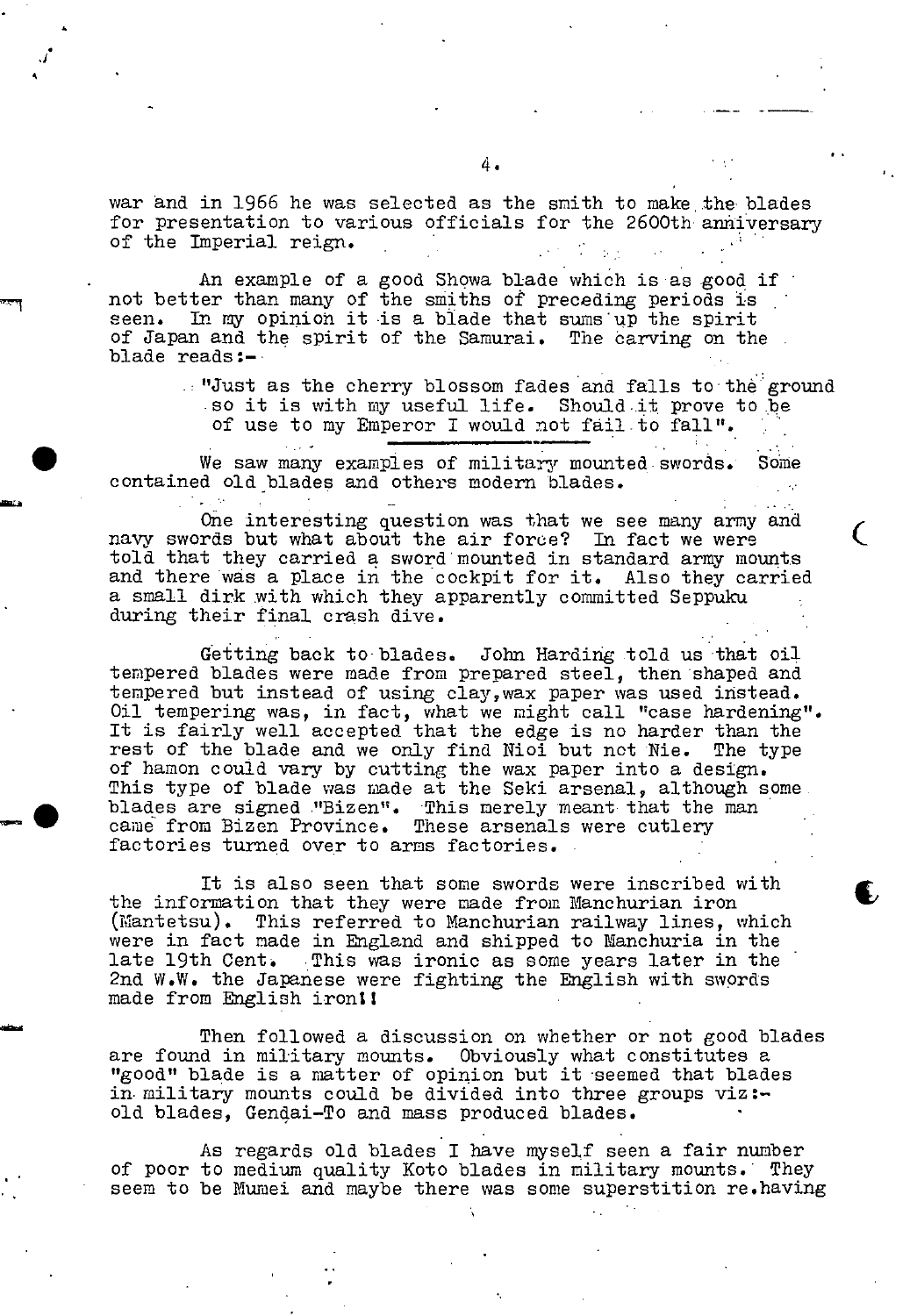war and in 1966 he was selected as the smith to make the blades for presentation to various officials for the 2600th anniversary of the Imperial reign.

An example of a good Showa blade which is as good if not better than many of the smiths of preceding periods is seen. In my opinion it is a blade that sums up the spirit of Japan and the spirit of the Samurai. The carving on the blade reads:-

> "Just as the cherry blossom fades and falls to the ground so it is with my useful life. Should it prove to be of use to my Emperor I would not fail to fall".

---

We saw many examples of military mounted swords. Some contained old blades and others modern blades.

One interesting question was that we see many army and navy swords but what about the air force? In fact we were told that they carried a sword mounted in standard army mounts and there was a place in the cockpit for it. Also they carried a small dirk with which they apparently committed Seppuku during their final crash dive.

Getting back to blades. John Harding told us that oil tempered blades were made from prepared steel, then shaped and tempered but instead of using clay, wax paper was used instead. Oil tempering was, in fact, what we might call "case hardening". It is fairly well accepted that the edge is no harder than the rest of the blade and we only find Nioi but not Nie. The type of hamon could vary by cutting the wax paper into a design. This type of blade was made at the Seki arsenal, although some blades are signed "Bizen". This merely meant that the man came from Bizen Province. These arsenals were cutlery factories turned over to arms factories.

It is also seen that some swords were inscribed with the information that they were made from Manchurian iron (Mantetsu). This referred to Manchurian railway lines, which were in fact made in England and shipped to Manchuria in the late 19th Cent. This was ironic as some years later in the 2nd W.W. the Japanese were fighting the English with swords made from English iron!!

Then followed a discussion on whether or not good blades are found in military mounts. Obviously what constitutes a "good" blade is a matter of opinion but it seemed that blades in military mounts could be divided into three groups viz:- old blades, Gendai-To and mass produced blades.

As regards old blades I have myself seen a fair number of poor to medium quality Koto blades in military mounts. They seem to be Mumei and maybe there was some superstition re.having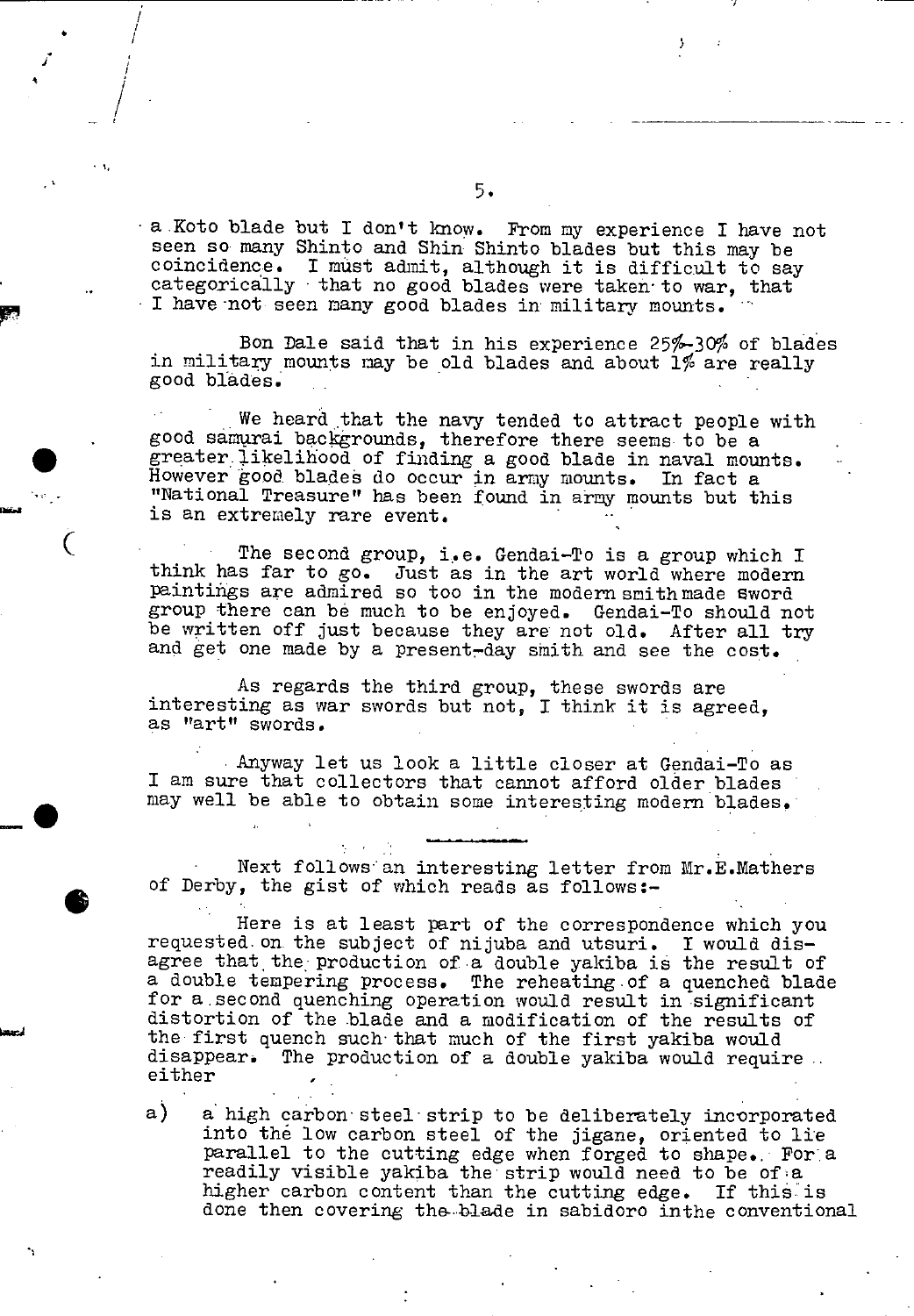a Koto blade but I don't know. From my experience I have not seen so many Shinto and Shin Shinto blades but this may be coincidence. I must admit, although it is difficult to say categorically that no good blades were taken to war, that I have not seen many good blades in military mounts.

Bon Dale said that in his experience 25%-30% of blades in military mounts may be old blades and about 1% are really good blades.

We heard that the navy tended to attract people with good samurai backgrounds, therefore there seems to be a greater likelihood of finding a good blade in naval mounts. However good blades do occur in army mounts. In fact a "National Treasure" has been found in army mounts but this is an extremely rare event.

The second group, i.e. Gendai-To is a group which I think has far to go. Just as in the art world where modern paintings are admired so too in the modern smith made sword group there can be much to be enjoyed. Gendai-To should not be written off just because they are not old. After all try and get one made by a present-day smith and see the cost.

As regards the third group, these swords are interesting as war swords but not, I think it is agreed, as "art" swords.

Anyway let us look a little closer at Gendai-To as I am sure that collectors that cannot afford older blades may well be able to obtain some interesting modern blades.

---

Next follows an interesting letter from Mr.E.Mathers of Derby, the gist of which reads as follows:-

Here is at least part of the correspondence which you requested on the subject of nijuba and utsuri. I would disagree that the production of a double yakiba is the result of a double tempering process. The reheating of a quenched blade for a second quenching operation would result in significant distortion of the blade and a modification of the results of the first quench such that much of the first yakiba would disappear. The production of a double yakiba would require either

a) a high carbon steel strip to be deliberately incorporated into the low carbon steel of the jigane, oriented to lie parallel to the cutting edge when forged to shape. For a readily visible yakiba the strip would need to be of a higher carbon content than the cutting edge. If this is done then covering the blade in sabidoro inthe conventional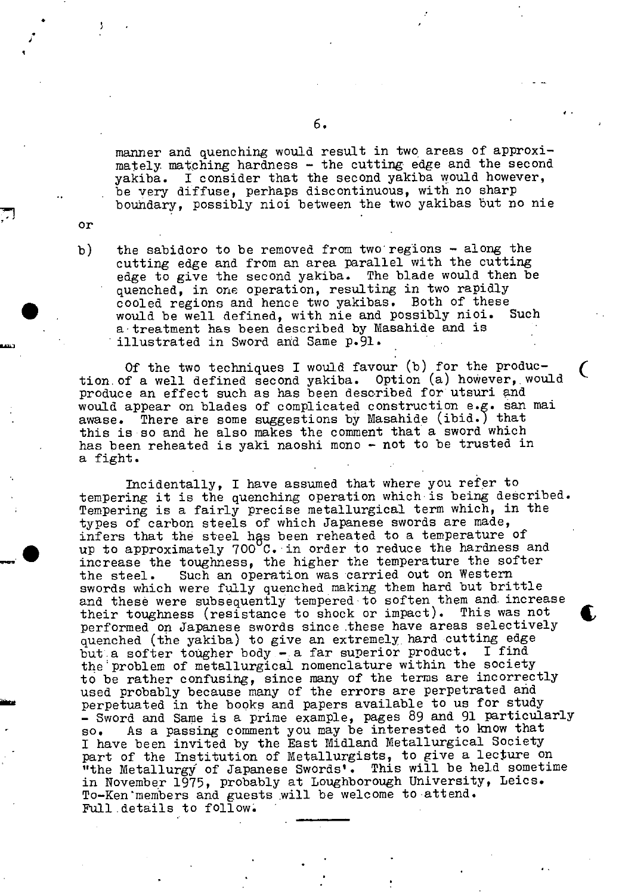manner and quenching would result in two areas of approximately matching hardness - the cutting edge and the second yakiba. I consider that the second yakiba would however, be very diffuse, perhaps discontinuous, with no sharp boundary, possibly nioi between the two yakibas but no nie

or

b) the sabidoro to be removed from two regions - along the cutting edge and from an area parallel with the cutting edge to give the second yakiba. The blade would then be quenched, in one operation, resulting in two rapidly cooled regions and hence two yakibas. Both of these would be well defined, with nie and possibly nioi. Such a treatment has been described by Masahide and is illustrated in Sword and Same p.91.

Of the two techniques I would favour (b) for the production of a well defined second yakiba. Option (a) however, would produce an effect such as has been described for utsuri and would appear on blades of complicated construction e.g. san mai awase. There are some suggestions by Masahide (ibid.) that this is so and he also makes the comment that a sword which has been reheated is yaki naoshi mono - not to be trusted in a fight.

Incidentally, I have assumed that where you refer to tempering it is the quenching operation which is being described. Tempering is a fairly precise metallurgical term which, in the types of carbon steels of which Japanese swords are made, infers that the steel has been reheated to a temperature of up to approximately 700°C. in order to reduce the hardness and increase the toughness, the higher the temperature the softer the steel. Such an operation was carried out on Western swords which were fully quenched making them hard but brittle and these were subsequently tempered to soften them and increase their toughness (resistance to shock or impact). This was not performed on Japanese swords since these have areas selectively quenched (the yakiba) to give an extremely hard cutting edge but a softer tougher body - a far superior product. I find the problem of metallurgical nomenclature within the society to be rather confusing, since many of the terms are incorrectly used probably because many of the errors are perpetrated and perpetuated in the books and papers available to us for study - Sword and Same is a prime example, pages 89 and 91 particularly so. As a passing comment you may be interested to know that I have been invited by the East Midland Metallurgical Society part of the Institution of Metallurgists, to give a lecture on "the Metallurgy of Japanese Swords'. This will be held sometime in November 1975, probably at Loughborough University, Leics. To-Ken members and guests will be welcome to attend. Full details to follow.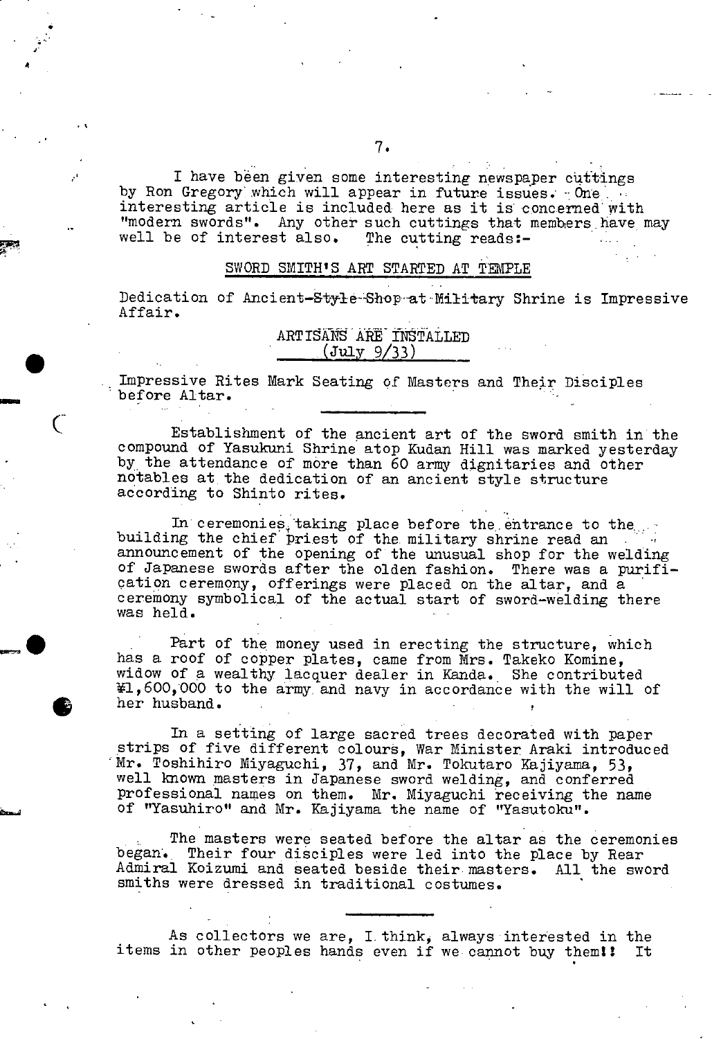I have been given some interesting newspaper cuttings by Ron Gregory which will appear in future issues. One interesting article is included here as it is concerned with "modern swords". Any other such cuttings that members have may well be of interest also. The cutting reads:-

## SWORD SMITH'S ART STARTED AT TEMPLE

Dedication of Ancient-Style-Shop-at-Military Shrine is Impressive Affair.

### ARTISANS ARE INSTALLED
(July 9/33)

Impressive Rites Mark Seating of Masters and Their Disciples before Altar.

---

Establishment of the ancient art of the sword smith in the compound of Yasukuni Shrine atop Kudan Hill was marked yesterday by the attendance of more than 60 army dignitaries and other notables at the dedication of an ancient style structure according to Shinto rites.

In ceremonies, taking place before the entrance to the building the chief priest of the military shrine read an announcement of the opening of the unusual shop for the welding of Japanese swords after the olden fashion. There was a purification ceremony, offerings were placed on the altar, and a ceremony symbolical of the actual start of sword-welding there was held.

Part of the money used in erecting the structure, which has a roof of copper plates, came from Mrs. Takeko Komine, widow of a wealthy lacquer dealer in Kanda. She contributed ¥1,600,000 to the army and navy in accordance with the will of her husband.

In a setting of large sacred trees decorated with paper strips of five different colours, War Minister Araki introduced Mr. Toshihiro Miyaguchi, 37, and Mr. Tokutaro Kajiyama, 53, well known masters in Japanese sword welding, and conferred professional names on them. Mr. Miyaguchi receiving the name of "Yasuhiro" and Mr. Kajiyama the name of "Yasutoku".

The masters were seated before the altar as the ceremonies began. Their four disciples were led into the place by Rear Admiral Koizumi and seated beside their masters. All the sword smiths were dressed in traditional costumes.

---

As collectors we are, I think, always interested in the items in other peoples hands even if we cannot buy them!! It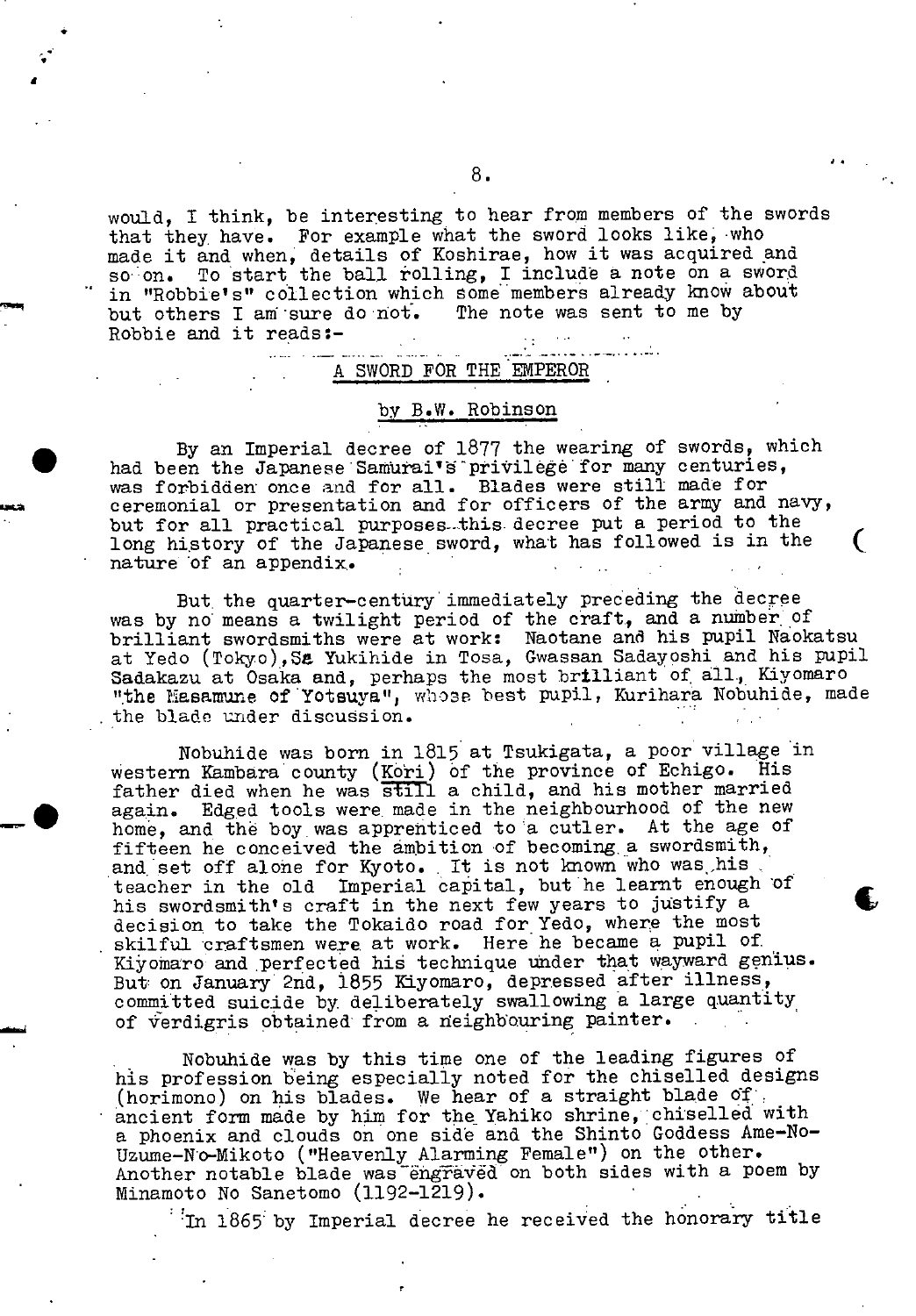would, I think, be interesting to hear from members of the swords that they have. For example what the sword looks like, who made it and when, details of Koshirae, how it was acquired and so on. To start the ball rolling, I include a note on a sword in "Robbie's" collection which some members already know about but others I am sure do not. The note was sent to me by Robbie and it reads:-

## A SWORD FOR THE EMPEROR

### by B.W. Robinson

By an Imperial decree of 1877 the wearing of swords, which had been the Japanese Samurai's privilege for many centuries, was forbidden once and for all. Blades were still made for ceremonial or presentation and for officers of the army and navy, but for all practical purposes this decree put a period to the long history of the Japanese sword, what has followed is in the nature of an appendix.

But the quarter-century immediately preceding the decree was by no means a twilight period of the craft, and a number of brilliant swordsmiths were at work: Naotane and his pupil Naokatsu at Yedo (Tokyo), Sa Yukihide in Tosa, Gwassan Sadayoshi and his pupil Sadakazu at Osaka and, perhaps the most brilliant of all, Kiyomaro "the Masamune of Yotsuya", whose best pupil, Kurihara Nobuhide, made the blade under discussion.

Nobuhide was born in 1815 at Tsukigata, a poor village in western Kambara county (Kori) of the province of Echigo. His father died when he was still a child, and his mother married again. Edged tools were made in the neighbourhood of the new home, and the boy was apprenticed to a cutler. At the age of fifteen he conceived the ambition of becoming a swordsmith, and set off alone for Kyoto. It is not known who was his teacher in the old Imperial capital, but he learnt enough of his swordsmith's craft in the next few years to justify a decision to take the Tokaido road for Yedo, where the most skilful craftsmen were at work. Here he became a pupil of Kiyomaro and perfected his technique under that wayward genius. But on January 2nd, 1855 Kiyomaro, depressed after illness, committed suicide by deliberately swallowing a large quantity of verdigris obtained from a neighbouring painter.

Nobuhide was by this time one of the leading figures of his profession being especially noted for the chiselled designs (horimono) on his blades. We hear of a straight blade of ancient form made by him for the Yahiko shrine, chiselled with a phoenix and clouds on one side and the Shinto Goddess Ame-No-Uzume-No-Mikoto ("Heavenly Alarming Female") on the other. Another notable blade was engraved on both sides with a poem by Minamoto No Sanetomo (1192-1219).

In 1865 by Imperial decree he received the honorary title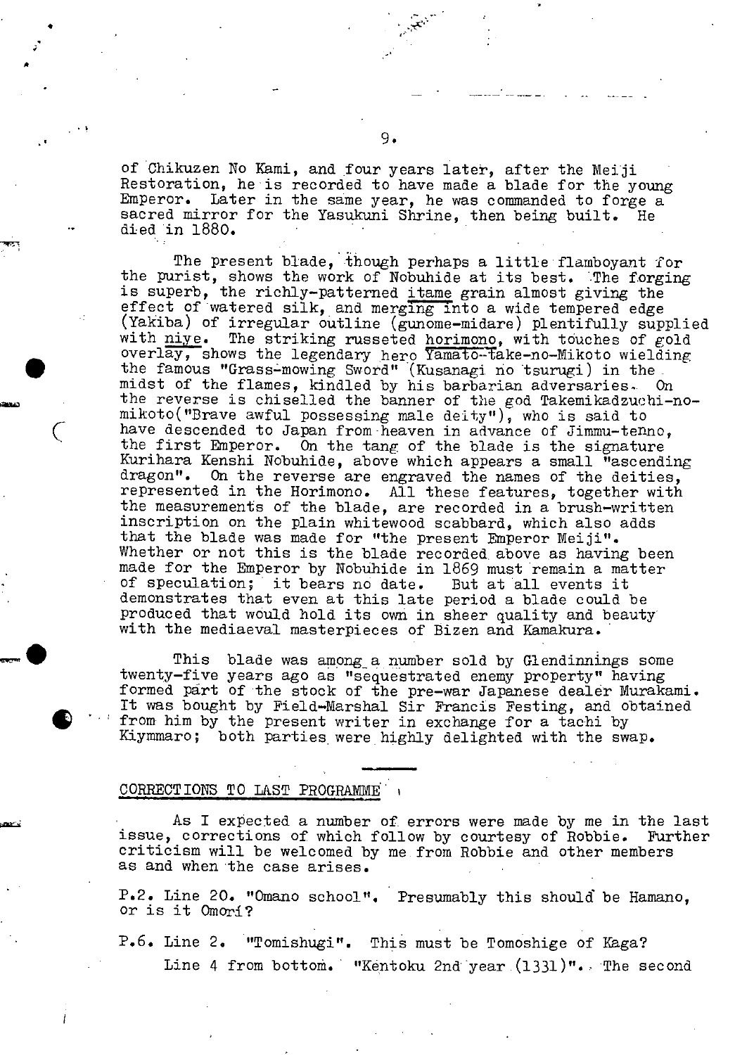of Chikuzen No Kami, and four years later, after the Meiji Restoration, he is recorded to have made a blade for the young Emperor. Later in the same year, he was commanded to forge a sacred mirror for the Yasukuni Shrine, then being built. He died in 1880.

The present blade, though perhaps a little flamboyant for the purist, shows the work of Nobuhide at its best. The forging is superb, the richly-patterned <u>itame</u> grain almost giving the effect of watered silk, and merging into a wide tempered edge (Yakiba) of irregular outline (gunome-midare) plentifully supplied with <u>niye</u>. The striking russeted <u>horimono</u>, with touches of gold overlay, shows the legendary hero Yamato-take-no-Mikoto wielding the famous "Grass-mowing Sword" (Kusanagi no tsurugi) in the midst of the flames, kindled by his barbarian adversaries. On the reverse is chiselled the banner of the god Takemikadzuchi-no-mikoto("Brave awful possessing male deity"), who is said to have descended to Japan from heaven in advance of Jimmu-tenno, the first Emperor. On the tang of the blade is the signature Kurihara Kenshi Nobuhide, above which appears a small "ascending dragon". On the reverse are engraved the names of the deities, represented in the Horimono. All these features, together with the measurements of the blade, are recorded in a brush-written inscription on the plain whitewood scabbard, which also adds that the blade was made for "the present Emperor Meiji". Whether or not this is the blade recorded above as having been made for the Emperor by Nobuhide in 1869 must remain a matter of speculation; it bears no date. But at all events it demonstrates that even at this late period a blade could be produced that would hold its own in sheer quality and beauty with the mediaeval masterpieces of Bizen and Kamakura.

This blade was among a number sold by Glendinnings some twenty-five years ago as "sequestrated enemy property" having formed part of the stock of the pre-war Japanese dealer Murakami. It was bought by Field-Marshal Sir Francis Festing, and obtained from him by the present writer in exchange for a tachi by Kiymmaro; both parties were highly delighted with the swap.

---

## CORRECTIONS TO LAST PROGRAMME

As I expected a number of errors were made by me in the last issue, corrections of which follow by courtesy of Robbie. Further criticism will be welcomed by me from Robbie and other members as and when the case arises.

P.2. Line 20. "Omano school". Presumably this should be Hamano, or is it Omori?

P.6. Line 2. "Tomishugi". This must be Tomoshige of Kaga?

Line 4 from bottom. "Kentoku 2nd year (1331)". The second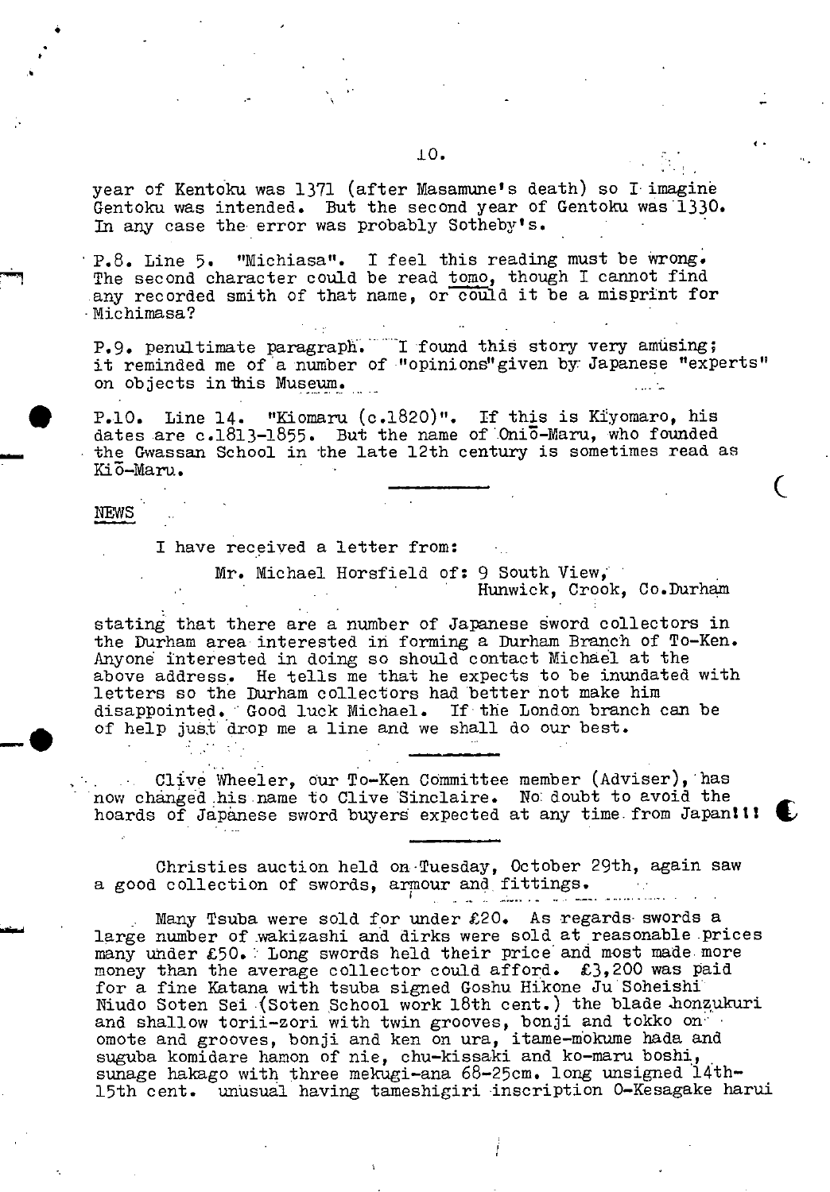year of Kentoku was 1371 (after Masamune's death) so I imagine Gentoku was intended. But the second year of Gentoku was 1330. In any case the error was probably Sotheby's.

P.8. Line 5. "Michiasa". I feel this reading must be wrong. The second character could be read tomo, though I cannot find any recorded smith of that name, or could it be a misprint for Michimasa?

P.9. penultimate paragraph. I found this story very amusing; it reminded me of a number of "opinions" given by Japanese "experts" on objects in this Museum.

P.10. Line 14. "Kiomaru (c.1820)". If this is Kiyomaro, his dates are c.1813-1855. But the name of Oniō-Maru, who founded the Gwassan School in the late 12th century is sometimes read as Kiō-Maru.

---

NEWS

I have received a letter from:

Mr. Michael Horsfield of: 9 South View,
Hunwick, Crook, Co.Durham

stating that there are a number of Japanese sword collectors in the Durham area interested in forming a Durham Branch of To-Ken. Anyone interested in doing so should contact Michael at the above address. He tells me that he expects to be inundated with letters so the Durham collectors had better not make him disappointed. Good luck Michael. If the London branch can be of help just drop me a line and we shall do our best.

---

Clive Wheeler, our To-Ken Committee member (Adviser), has now changed his name to Clive Sinclaire. No doubt to avoid the hoards of Japanese sword buyers expected at any time from Japan!!!

---

Christies auction held on Tuesday, October 29th, again saw a good collection of swords, armour and fittings.

Many Tsuba were sold for under £20. As regards swords a large number of wakizashi and dirks were sold at reasonable prices many under £50. Long swords held their price and most made more money than the average collector could afford. £3,200 was paid for a fine Katana with tsuba signed Goshu Hikone Ju Soheishi Niudo Soten Sei (Soten School work 18th cent.) the blade honzukuri and shallow torii-zori with twin grooves, bonji and tokko on omote and grooves, bonji and ken on ura, itame-mokume hada and suguba komidare hamon of nie, chu-kissaki and ko-maru boshi, sunage hakago with three mekugi-ana 68-25cm. long unsigned 14th-15th cent. unusual having tameshigiri inscription O-Kesagake harui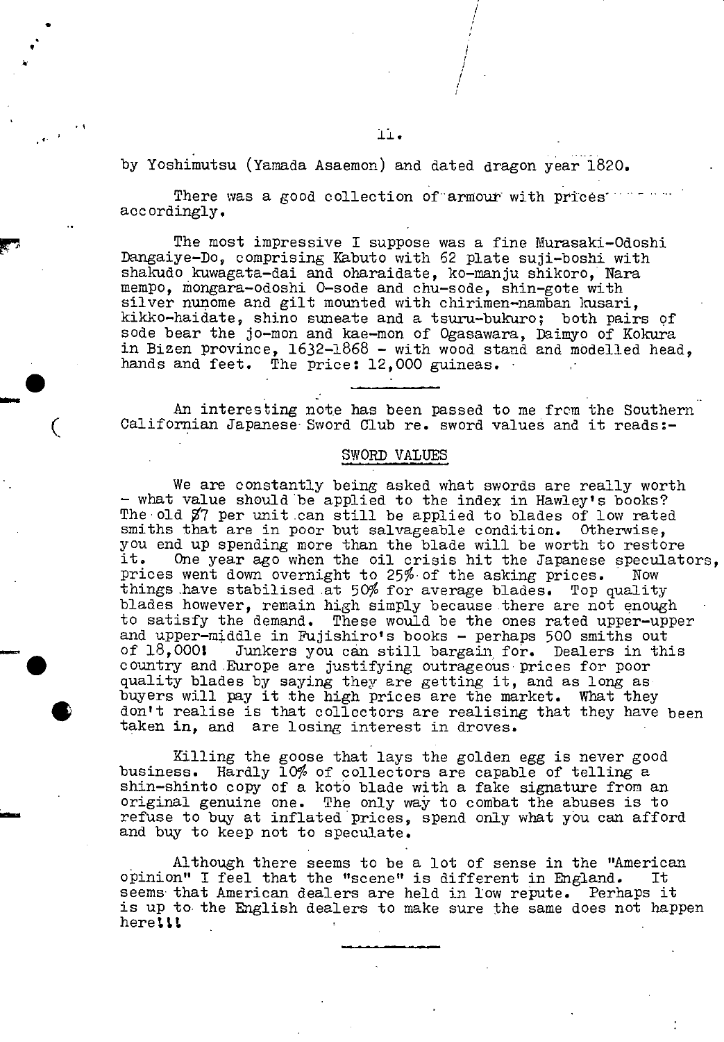by Yoshimutsu (Yamada Asaemon) and dated dragon year 1820.

There was a good collection of armour with prices accordingly.

The most impressive I suppose was a fine Murasaki-Odoshi Dangaiye-Do, comprising Kabuto with 62 plate suji-boshi with shakudo kuwagata-dai and oharaidate, ko-manju shikoro, Nara mempo, mongara-odoshi O-sode and chu-sode, shin-gote with silver nunome and gilt mounted with chirimen-namban kusari, kikko-haidate, shino suneate and a tsuru-bukuro; both pairs of sode bear the jo-mon and kae-mon of Ogasawara, Daimyo of Kokura in Bizen province, 1632-1868 - with wood stand and modelled head, hands and feet. The price: 12,000 guineas.

---

An interesting note has been passed to me from the Southern Californian Japanese Sword Club re. sword values and it reads:-

## SWORD VALUES

We are constantly being asked what swords are really worth - what value should be applied to the index in Hawley's books? The old $7 per unit can still be applied to blades of low rated smiths that are in poor but salvageable condition. Otherwise, you end up spending more than the blade will be worth to restore it. One year ago when the oil crisis hit the Japanese speculators, prices went down overnight to 25% of the asking prices. Now things have stabilised at 50% for average blades. Top quality blades however, remain high simply because there are not enough to satisfy the demand. These would be the ones rated upper-upper and upper-middle in Fujishiro's books - perhaps 500 smiths out of 18,000! Junkers you can still bargain for. Dealers in this country and Europe are justifying outrageous prices for poor quality blades by saying they are getting it, and as long as buyers will pay it the high prices are the market. What they don't realise is that collectors are realising that they have been taken in, and are losing interest in droves.

Killing the goose that lays the golden egg is never good business. Hardly 10% of collectors are capable of telling a shin-shinto copy of a koto blade with a fake signature from an original genuine one. The only way to combat the abuses is to refuse to buy at inflated prices, spend only what you can afford and buy to keep not to speculate.

Although there seems to be a lot of sense in the "American opinion" I feel that the "scene" is different in England. It seems that American dealers are held in low repute. Perhaps it is up to the English dealers to make sure the same does not happen here!!!

---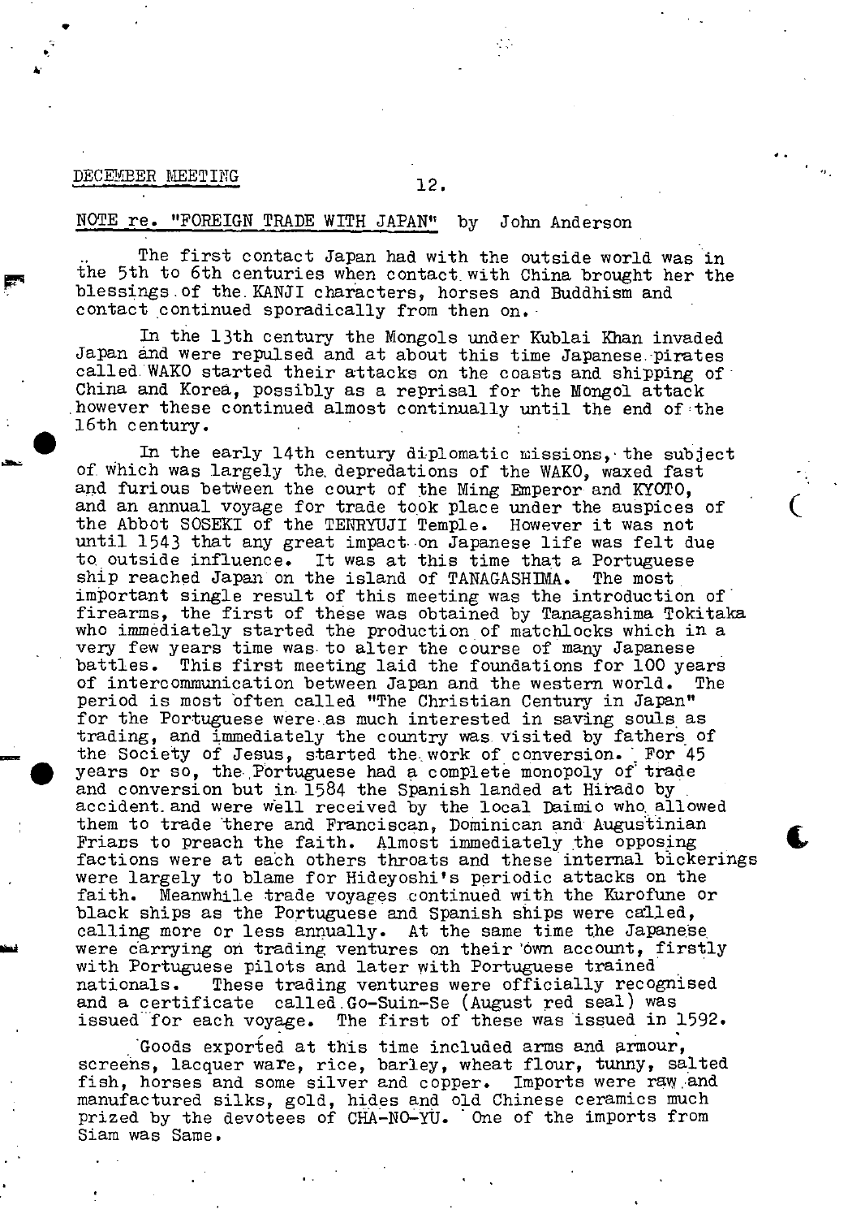DECEMBER MEETING

## NOTE re. "FOREIGN TRADE WITH JAPAN" by John Anderson

The first contact Japan had with the outside world was in the 5th to 6th centuries when contact with China brought her the blessings of the KANJI characters, horses and Buddhism and contact continued sporadically from then on.

In the 13th century the Mongols under Kublai Khan invaded Japan and were repulsed and at about this time Japanese pirates called WAKO started their attacks on the coasts and shipping of China and Korea, possibly as a reprisal for the Mongol attack however these continued almost continually until the end of the 16th century.

In the early 14th century diplomatic missions, the subject of which was largely the depredations of the WAKO, waxed fast and furious between the court of the Ming Emperor and KYOTO, and an annual voyage for trade took place under the auspices of the Abbot SOSEKI of the TENRYUJI Temple. However it was not until 1543 that any great impact on Japanese life was felt due to outside influence. It was at this time that a Portuguese ship reached Japan on the island of TANAGASHIMA. The most important single result of this meeting was the introduction of firearms, the first of these was obtained by Tanagashima Tokitaka who immediately started the production of matchlocks which in a very few years time was to alter the course of many Japanese battles. This first meeting laid the foundations for 100 years of intercommunication between Japan and the western world. The period is most often called "The Christian Century in Japan" for the Portuguese were as much interested in saving souls as trading, and immediately the country was visited by fathers of the Society of Jesus, started the work of conversion. For 45 years or so, the Portuguese had a complete monopoly of trade and conversion but in 1584 the Spanish landed at Hirado by accident and were well received by the local Daimio who allowed them to trade there and Franciscan, Dominican and Augustinian Friars to preach the faith. Almost immediately the opposing factions were at each others throats and these internal bickerings were largely to blame for Hideyoshi's periodic attacks on the faith. Meanwhile trade voyages continued with the Kurofune or black ships as the Portuguese and Spanish ships were called, calling more or less annually. At the same time the Japanese were carrying on trading ventures on their own account, firstly with Portuguese pilots and later with Portuguese trained nationals. These trading ventures were officially recognised and a certificate called Go-Suin-Se (August red seal) was issued for each voyage. The first of these was issued in 1592.

Goods exported at this time included arms and armour, screens, lacquer ware, rice, barley, wheat flour, tunny, salted fish, horses and some silver and copper. Imports were raw and manufactured silks, gold, hides and old Chinese ceramics much prized by the devotees of CHA-NO-YU. One of the imports from Siam was Same.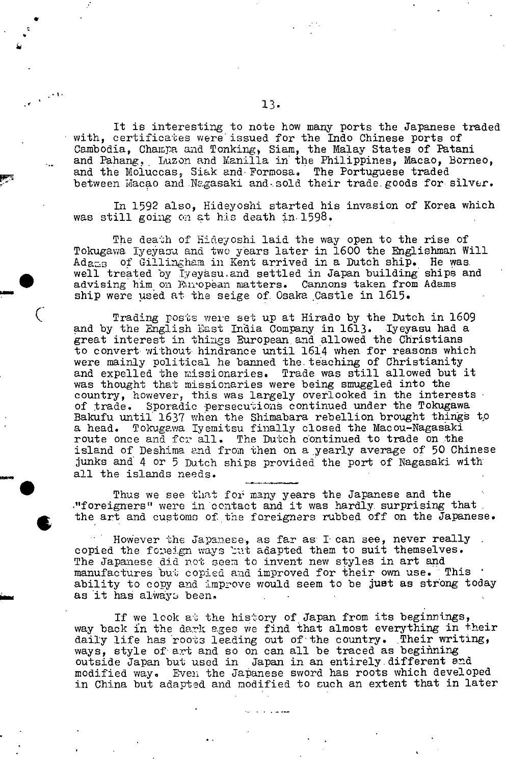It is interesting to note how many ports the Japanese traded with, certificates were issued for the Indo Chinese ports of Cambodia, Champa and Tonking, Siam, the Malay States of Patani and Pahang, Luzon and Manilla in the Philippines, Macao, Borneo, and the Moluccas, Siak and Formosa. The Portuguese traded between Macao and Nagasaki and sold their trade goods for silver.

In 1592 also, Hideyoshi started his invasion of Korea which was still going on at his death in 1598.

The death of Hideyoshi laid the way open to the rise of Tokugawa Iyeyasu and two years later in 1600 the Englishman Will Adams of Gillingham in Kent arrived in a Dutch ship. He was well treated by Iyeyasu and settled in Japan building ships and advising him on European matters. Cannons taken from Adams ship were used at the seige of Osaka Castle in 1615.

Trading posts were set up at Hirado by the Dutch in 1609 and by the English East India Company in 1613. Iyeyasu had a great interest in things European and allowed the Christians to convert without hindrance until 1614 when for reasons which were mainly political he banned the teaching of Christianity and expelled the missionaries. Trade was still allowed but it was thought that missionaries were being smuggled into the country, however, this was largely overlooked in the interests of trade. Sporadic persecutions continued under the Tokugawa Bakufu until 1637 when the Shimabara rebellion brought things to a head. Tokugawa Iyemitsu finally closed the Macou-Nagasaki route once and for all. The Dutch continued to trade on the island of Deshima and from then on a yearly average of 50 Chinese junks and 4 or 5 Dutch ships provided the port of Nagasaki with all the islands needs.

---

Thus we see that for many years the Japanese and the "foreigners" were in contact and it was hardly surprising that the art and customs of the foreigners rubbed off on the Japanese.

However the Japanese, as far as I can see, never really copied the foreign ways but adapted them to suit themselves. The Japanese did not seem to invent new styles in art and manufactures but copied and improved for their own use. This ability to copy and improve would seem to be just as strong today as it has always been.

If we look at the history of Japan from its beginnings, way back in the dark ages we find that almost everything in their daily life has roots leading out of the country. Their writing, ways, style of art and so on can all be traced as beginning outside Japan but used in Japan in an entirely different and modified way. Even the Japanese sword has roots which developed in China but adapted and modified to such an extent that in later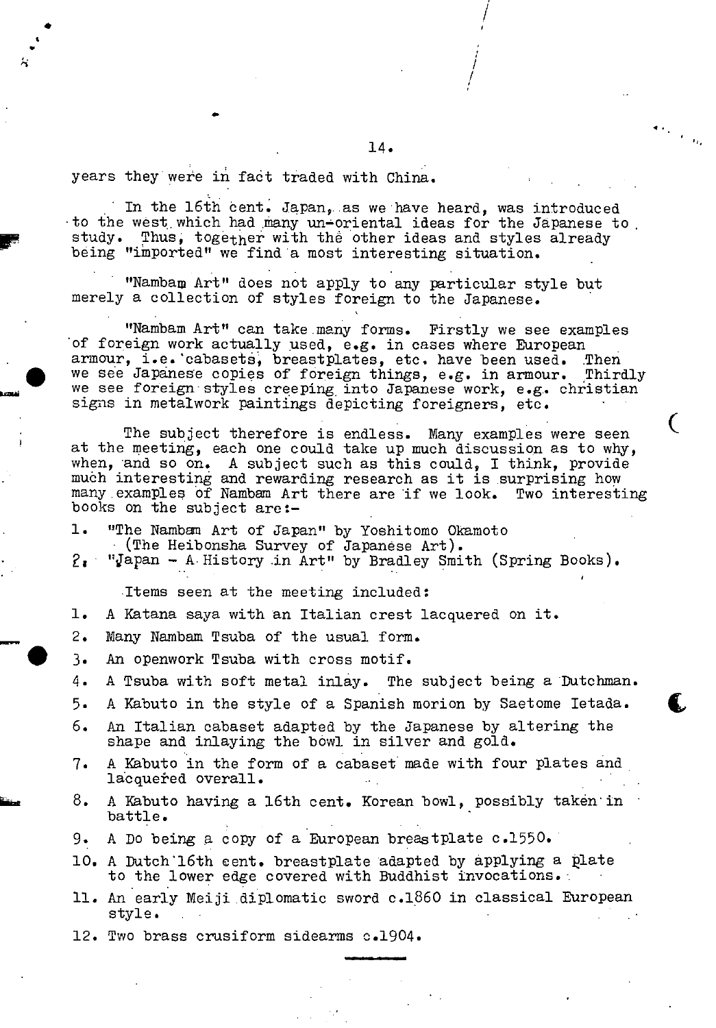years they were in fact traded with China.

In the 16th cent. Japan, as we have heard, was introduced to the west which had many un-oriental ideas for the Japanese to study. Thus, together with the other ideas and styles already being "imported" we find a most interesting situation.

"Nambam Art" does not apply to any particular style but merely a collection of styles foreign to the Japanese.

"Nambam Art" can take many forms. Firstly we see examples of foreign work actually used, e.g. in cases where European armour, i.e. cabasets, breastplates, etc. have been used. Then we see Japanese copies of foreign things, e.g. in armour. Thirdly we see foreign styles creeping into Japanese work, e.g. christian signs in metalwork paintings depicting foreigners, etc.

The subject therefore is endless. Many examples were seen at the meeting, each one could take up much discussion as to why, when, and so on. A subject such as this could, I think, provide much interesting and rewarding research as it is surprising how many examples of Nambam Art there are if we look. Two interesting books on the subject are:-

1. "The Nambam Art of Japan" by Yoshitomo Okamoto (The Heibonsha Survey of Japanese Art).
2. "Japan - A History in Art" by Bradley Smith (Spring Books).

Items seen at the meeting included:

1. A Katana saya with an Italian crest lacquered on it.
2. Many Nambam Tsuba of the usual form.
3. An openwork Tsuba with cross motif.
4. A Tsuba with soft metal inlay. The subject being a Dutchman.
5. A Kabuto in the style of a Spanish morion by Saetome Ietada.
6. An Italian cabaset adapted by the Japanese by altering the shape and inlaying the bowl in silver and gold.
7. A Kabuto in the form of a cabaset made with four plates and lacquered overall.
8. A Kabuto having a 16th cent. Korean bowl, possibly taken in battle.
9. A Do being a copy of a European breastplate c.1550.
10. A Dutch 16th cent. breastplate adapted by applying a plate to the lower edge covered with Buddhist invocations.
11. An early Meiji diplomatic sword c.1860 in classical European style.
12. Two brass crusiform sidearms c.1904.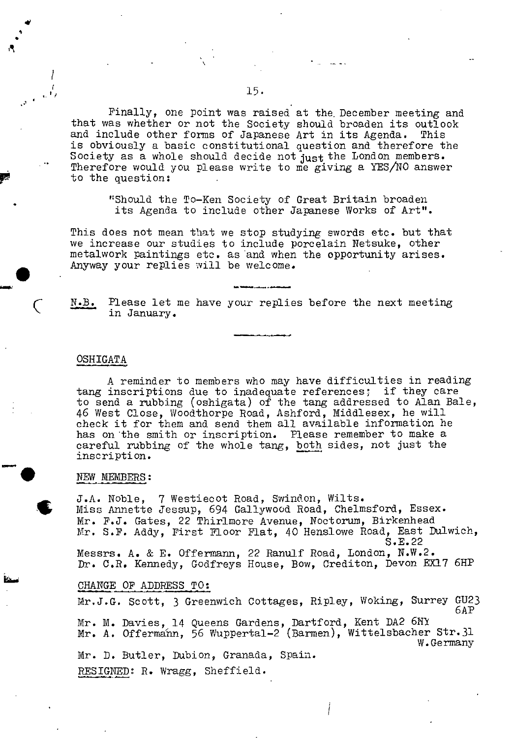Finally, one point was raised at the December meeting and that was whether or not the Society should broaden its outlook and include other forms of Japanese Art in its Agenda. This is obviously a basic constitutional question and therefore the Society as a whole should decide not just the London members. Therefore would you please write to me giving a YES/NO answer to the question:

> "Should the To-Ken Society of Great Britain broaden its Agenda to include other Japanese Works of Art".

This does not mean that we stop studying swords etc. but that we increase our studies to include porcelain Netsuke, other metalwork paintings etc. as and when the opportunity arises. Anyway your replies will be welcome.

---

N.B. Please let me have your replies before the next meeting in January.

---

## OSHIGATA

A reminder to members who may have difficulties in reading tang inscriptions due to inadequate references; if they care to send a rubbing (oshigata) of the tang addressed to Alan Bale, 46 West Close, Woodthorpe Road, Ashford, Middlesex, he will check it for them and send them all available information he has on the smith or inscription. Please remember to make a careful rubbing of the whole tang, both sides, not just the inscription.

## NEW MEMBERS:

J.A. Noble, 7 Westiecot Road, Swindon, Wilts.
Miss Annette Jessup, 694 Gallywood Road, Chelmsford, Essex.
Mr. F.J. Gates, 22 Thirlmore Avenue, Noctorum, Birkenhead
Mr. S.F. Addy, First Floor Flat, 40 Henslowe Road, East Dulwich, S.E.22
Messrs. A. & E. Offermann, 22 Ranulf Road, London, N.W.2.
Dr. C.R. Kennedy, Godfreys House, Bow, Crediton, Devon EX17 6HP

## CHANGE OF ADDRESS TO:

Mr. J.G. Scott, 3 Greenwich Cottages, Ripley, Woking, Surrey GU23 6AP

Mr. M. Davies, 14 Queens Gardens, Dartford, Kent DA2 6HY
Mr. A. Offermann, 56 Wuppertal-2 (Barmen), Wittelsbacher Str.31 W.Germany

Mr. D. Butler, Dubion, Granada, Spain.

RESIGNED: R. Wragg, Sheffield.